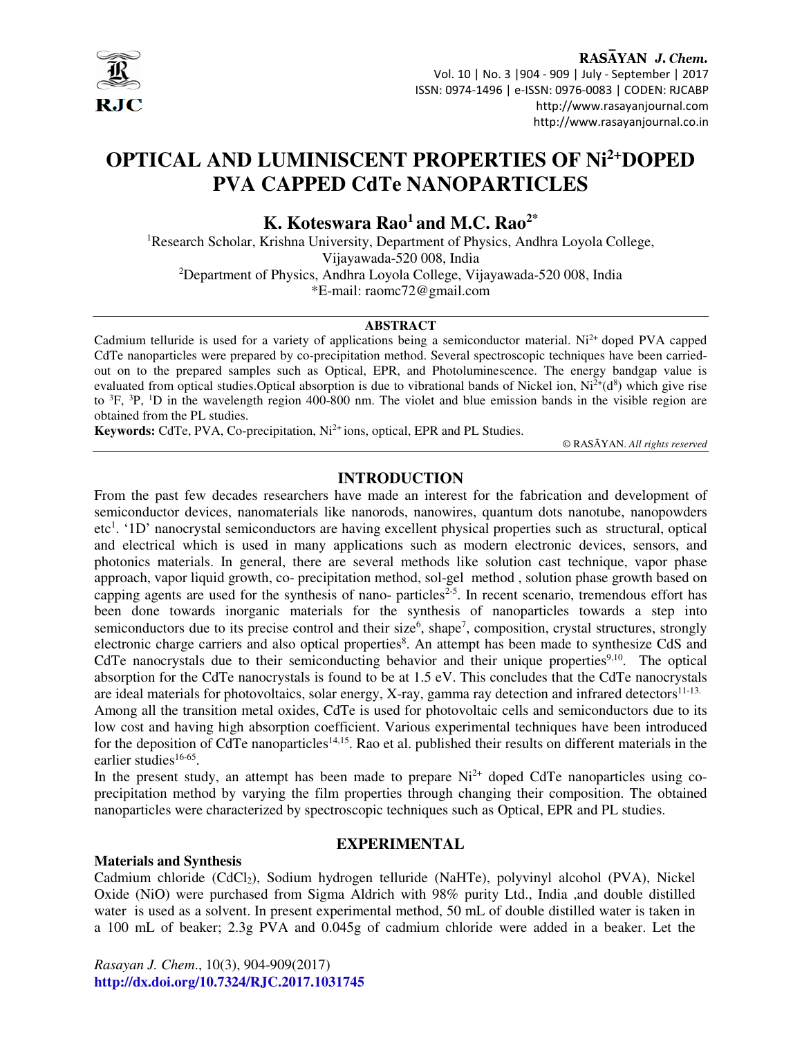# OPTICAL AND LUMINISCENT PROPERTIES OF $Ni^{2+}$DOPED PVA CAPPED CdTe NANOPARTICLES

**K. Koteswara Rao[1] and M.C. Rao[2*]**

[1]Research Scholar, Krishna University, Department of Physics, Andhra Loyola College, Vijayawada-520 008, India

[2]Department of Physics, Andhra Loyola College, Vijayawada-520 008, India

*E-mail: raomc72@gmail.com

## ABSTRACT

Cadmium telluride is used for a variety of applications being a semiconductor material. $Ni^{2+}$ doped PVA capped CdTe nanoparticles were prepared by co-precipitation method. Several spectroscopic techniques have been carried-out on to the prepared samples such as Optical, EPR, and Photoluminescence. The energy bandgap value is evaluated from optical studies.Optical absorption is due to vibrational bands of Nickel ion, $Ni^{2+}(d^8)$ which give rise to $^3F$, $^3P$, $^1D$ in the wavelength region 400-800 nm. The violet and blue emission bands in the visible region are obtained from the PL studies.

**Keywords:** CdTe, PVA, Co-precipitation, $Ni^{2+}$ ions, optical, EPR and PL Studies.

© RASĀYAN. *All rights reserved*

## INTRODUCTION

From the past few decades researchers have made an interest for the fabrication and development of semiconductor devices, nanomaterials like nanorods, nanowires, quantum dots nanotube, nanopowders etc[1]. '1D' nanocrystal semiconductors are having excellent physical properties such as structural, optical and electrical which is used in many applications such as modern electronic devices, sensors, and photonics materials. In general, there are several methods like solution cast technique, vapor phase approach, vapor liquid growth, co- precipitation method, sol-gel method , solution phase growth based on capping agents are used for the synthesis of nano- particles[2-5]. In recent scenario, tremendous effort has been done towards inorganic materials for the synthesis of nanoparticles towards a step into semiconductors due to its precise control and their size[6], shape[7], composition, crystal structures, strongly electronic charge carriers and also optical properties[8]. An attempt has been made to synthesize CdS and CdTe nanocrystals due to their semiconducting behavior and their unique properties[9,10]. The optical absorption for the CdTe nanocrystals is found to be at 1.5 eV. This concludes that the CdTe nanocrystals are ideal materials for photovoltaics, solar energy, X-ray, gamma ray detection and infrared detectors[11-13].

Among all the transition metal oxides, CdTe is used for photovoltaic cells and semiconductors due to its low cost and having high absorption coefficient. Various experimental techniques have been introduced for the deposition of CdTe nanoparticles[14,15]. Rao et al. published their results on different materials in the earlier studies[16-65].

In the present study, an attempt has been made to prepare $Ni^{2+}$ doped CdTe nanoparticles using co-precipitation method by varying the film properties through changing their composition. The obtained nanoparticles were characterized by spectroscopic techniques such as Optical, EPR and PL studies.

## EXPERIMENTAL

### Materials and Synthesis

Cadmium chloride ($CdCl_2$), Sodium hydrogen telluride (NaHTe), polyvinyl alcohol (PVA), Nickel Oxide (NiO) were purchased from Sigma Aldrich with 98% purity Ltd., India ,and double distilled water is used as a solvent. In present experimental method, 50 mL of double distilled water is taken in a 100 mL of beaker; 2.3g PVA and 0.045g of cadmium chloride were added in a beaker. Let the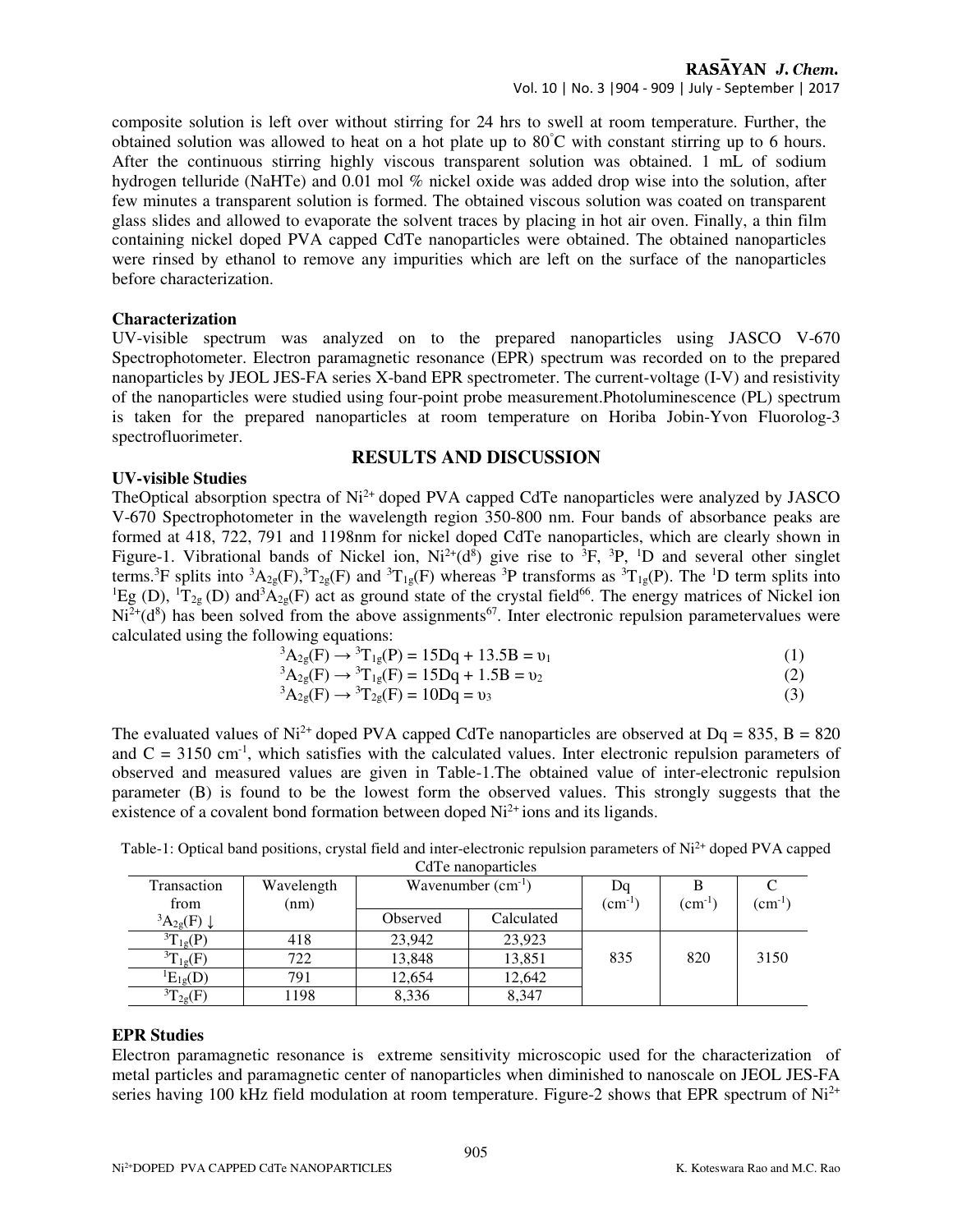composite solution is left over without stirring for 24 hrs to swell at room temperature. Further, the obtained solution was allowed to heat on a hot plate up to 80°C with constant stirring up to 6 hours. After the continuous stirring highly viscous transparent solution was obtained. 1 mL of sodium hydrogen telluride (NaHTe) and 0.01 mol % nickel oxide was added drop wise into the solution, after few minutes a transparent solution is formed. The obtained viscous solution was coated on transparent glass slides and allowed to evaporate the solvent traces by placing in hot air oven. Finally, a thin film containing nickel doped PVA capped CdTe nanoparticles were obtained. The obtained nanoparticles were rinsed by ethanol to remove any impurities which are left on the surface of the nanoparticles before characterization.

### Characterization

UV-visible spectrum was analyzed on to the prepared nanoparticles using JASCO V-670 Spectrophotometer. Electron paramagnetic resonance (EPR) spectrum was recorded on to the prepared nanoparticles by JEOL JES-FA series X-band EPR spectrometer. The current-voltage (I-V) and resistivity of the nanoparticles were studied using four-point probe measurement.Photoluminescence (PL) spectrum is taken for the prepared nanoparticles at room temperature on Horiba Jobin-Yvon Fluorolog-3 spectrofluorimeter.

## RESULTS AND DISCUSSION

### UV-visible Studies

TheOptical absorption spectra of $Ni^{2+}$ doped PVA capped CdTe nanoparticles were analyzed by JASCO V-670 Spectrophotometer in the wavelength region 350-800 nm. Four bands of absorbance peaks are formed at 418, 722, 791 and 1198nm for nickel doped CdTe nanoparticles, which are clearly shown in Figure-1. Vibrational bands of Nickel ion, $Ni^{2+}(d^8)$ give rise to $^3F$, $^3P$, $^1D$ and several other singlet terms.$^3F$ splits into $^3A_{2g}(F)$,$^3T_{2g}(F)$ and $^3T_{1g}(F)$ whereas $^3P$ transforms as $^3T_{1g}(P)$. The $^1D$ term splits into $^1Eg$ (D), $^1T_{2g}$ (D) and$^3A_{2g}(F)$ act as ground state of the crystal field[66]. The energy matrices of Nickel ion $Ni^{2+}(d^8)$ has been solved from the above assignments[67]. Inter electronic repulsion parametervalues were calculated using the following equations:

$$^3A_{2g}(F) \rightarrow {}^3T_{1g}(P) = 15Dq + 13.5B = \upsilon_1 \quad (1)$$

$$^3A_{2g}(F) \rightarrow {}^3T_{1g}(F) = 15Dq + 1.5B = \upsilon_2 \quad (2)$$

$$^3A_{2g}(F) \rightarrow {}^3T_{2g}(F) = 10Dq = \upsilon_3 \quad (3)$$

The evaluated values of $Ni^{2+}$ doped PVA capped CdTe nanoparticles are observed at Dq = 835, B = 820 and C = 3150 $cm^{-1}$, which satisfies with the calculated values. Inter electronic repulsion parameters of observed and measured values are given in Table-1.The obtained value of inter-electronic repulsion parameter (B) is found to be the lowest form the observed values. This strongly suggests that the existence of a covalent bond formation between doped $Ni^{2+}$ ions and its ligands.

Table-1: Optical band positions, crystal field and inter-electronic repulsion parameters of $Ni^{2+}$ doped PVA capped CdTe nanoparticles

| Transaction from $^3A_{2g}(F)\downarrow$ | Wavelength (nm) | Wavenumber ($cm^{-1}$) | | Dq ($cm^{-1}$) | B ($cm^{-1}$) | C ($cm^{-1}$) |
|---|---|---|---|---|---|---|
| | | Observed | Calculated | | | |
| $^3T_{1g}(P)$ | 418 | 23,942 | 23,923 | 835 | 820 | 3150 |
| $^3T_{1g}(F)$ | 722 | 13,848 | 13,851 | | | |
| $^1E_{1g}(D)$ | 791 | 12,654 | 12,642 | | | |
| $^3T_{2g}(F)$ | 1198 | 8,336 | 8,347 | | | |

### EPR Studies

Electron paramagnetic resonance is extreme sensitivity microscopic used for the characterization of metal particles and paramagnetic center of nanoparticles when diminished to nanoscale on JEOL JES-FA series having 100 kHz field modulation at room temperature. Figure-2 shows that EPR spectrum of $Ni^{2+}$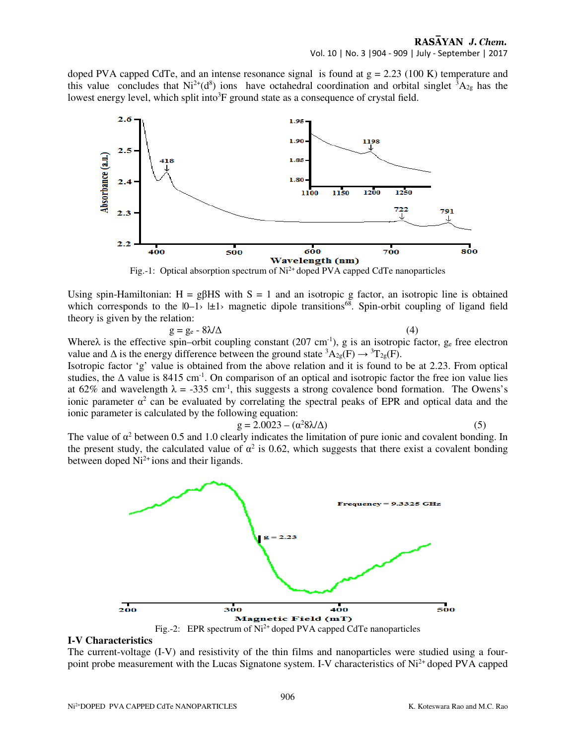doped PVA capped CdTe, and an intense resonance signal is found at g = 2.23 (100 K) temperature and this value concludes that $Ni^{2+}(d^8)$ ions have octahedral coordination and orbital singlet $^3A_{2g}$ has the lowest energy level, which split into $^3F$ ground state as a consequence of crystal field.

Fig.-1: Optical absorption spectrum of $Ni^{2+}$ doped PVA capped CdTe nanoparticles

Using spin-Hamiltonian: H = gβHS with S = 1 and an isotropic g factor, an isotropic line is obtained which corresponds to the |0–1› |±1› magnetic dipole transitions[68]. Spin-orbit coupling of ligand field theory is given by the relation:

$$g = g_e - 8\lambda/\Delta \tag{4}$$

Where λ is the effective spin–orbit coupling constant (207 $cm^{-1}$), g is an isotropic factor, $g_e$ free electron value and Δ is the energy difference between the ground state $^3A_{2g}(F) \rightarrow {}^3T_{2g}(F)$.

Isotropic factor 'g' value is obtained from the above relation and it is found to be at 2.23. From optical studies, the Δ value is 8415 $cm^{-1}$. On comparison of an optical and isotropic factor the free ion value lies at 62% and wavelength λ = -335 $cm^{-1}$, this suggests a strong covalence bond formation. The Owens's ionic parameter $\alpha^2$ can be evaluated by correlating the spectral peaks of EPR and optical data and the ionic parameter is calculated by the following equation:

$$g = 2.0023 - (\alpha^2 8\lambda/\Delta) \tag{5}$$

The value of $\alpha^2$ between 0.5 and 1.0 clearly indicates the limitation of pure ionic and covalent bonding. In the present study, the calculated value of $\alpha^2$ is 0.62, which suggests that there exist a covalent bonding between doped $Ni^{2+}$ ions and their ligands.

Fig.-2: EPR spectrum of $Ni^{2+}$ doped PVA capped CdTe nanoparticles

## I-V Characteristics

The current-voltage (I-V) and resistivity of the thin films and nanoparticles were studied using a four-point probe measurement with the Lucas Signatone system. I-V characteristics of $Ni^{2+}$ doped PVA capped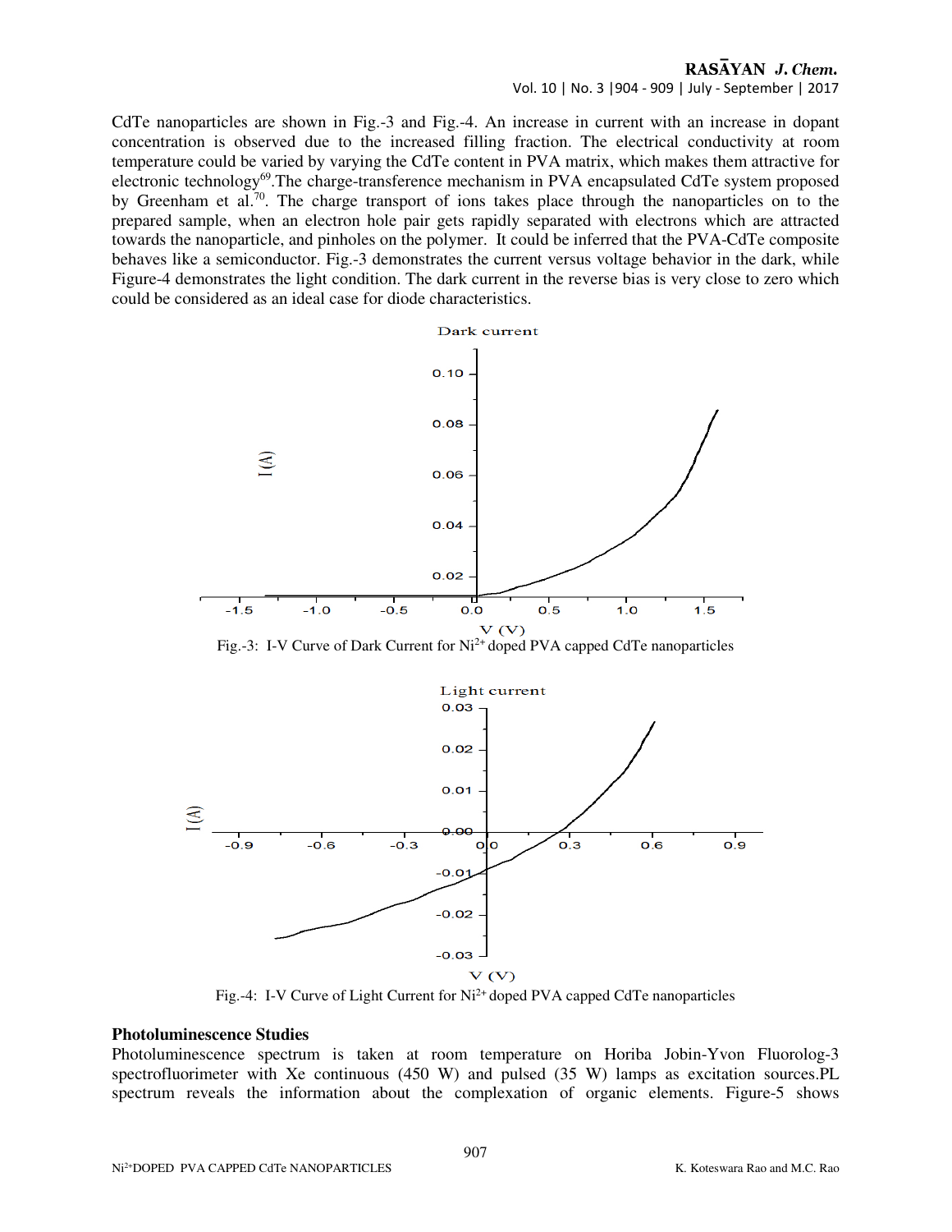CdTe nanoparticles are shown in Fig.-3 and Fig.-4. An increase in current with an increase in dopant concentration is observed due to the increased filling fraction. The electrical conductivity at room temperature could be varied by varying the CdTe content in PVA matrix, which makes them attractive for electronic technology[69].The charge-transference mechanism in PVA encapsulated CdTe system proposed by Greenham et al.[70]. The charge transport of ions takes place through the nanoparticles on to the prepared sample, when an electron hole pair gets rapidly separated with electrons which are attracted towards the nanoparticle, and pinholes on the polymer. It could be inferred that the PVA-CdTe composite behaves like a semiconductor. Fig.-3 demonstrates the current versus voltage behavior in the dark, while Figure-4 demonstrates the light condition. The dark current in the reverse bias is very close to zero which could be considered as an ideal case for diode characteristics.

Fig.-3: I-V Curve of Dark Current for $Ni^{2+}$ doped PVA capped CdTe nanoparticles

Fig.-4: I-V Curve of Light Current for $Ni^{2+}$ doped PVA capped CdTe nanoparticles

### Photoluminescence Studies

Photoluminescence spectrum is taken at room temperature on Horiba Jobin-Yvon Fluorolog-3 spectrofluorimeter with Xe continuous (450 W) and pulsed (35 W) lamps as excitation sources.PL spectrum reveals the information about the complexation of organic elements. Figure-5 shows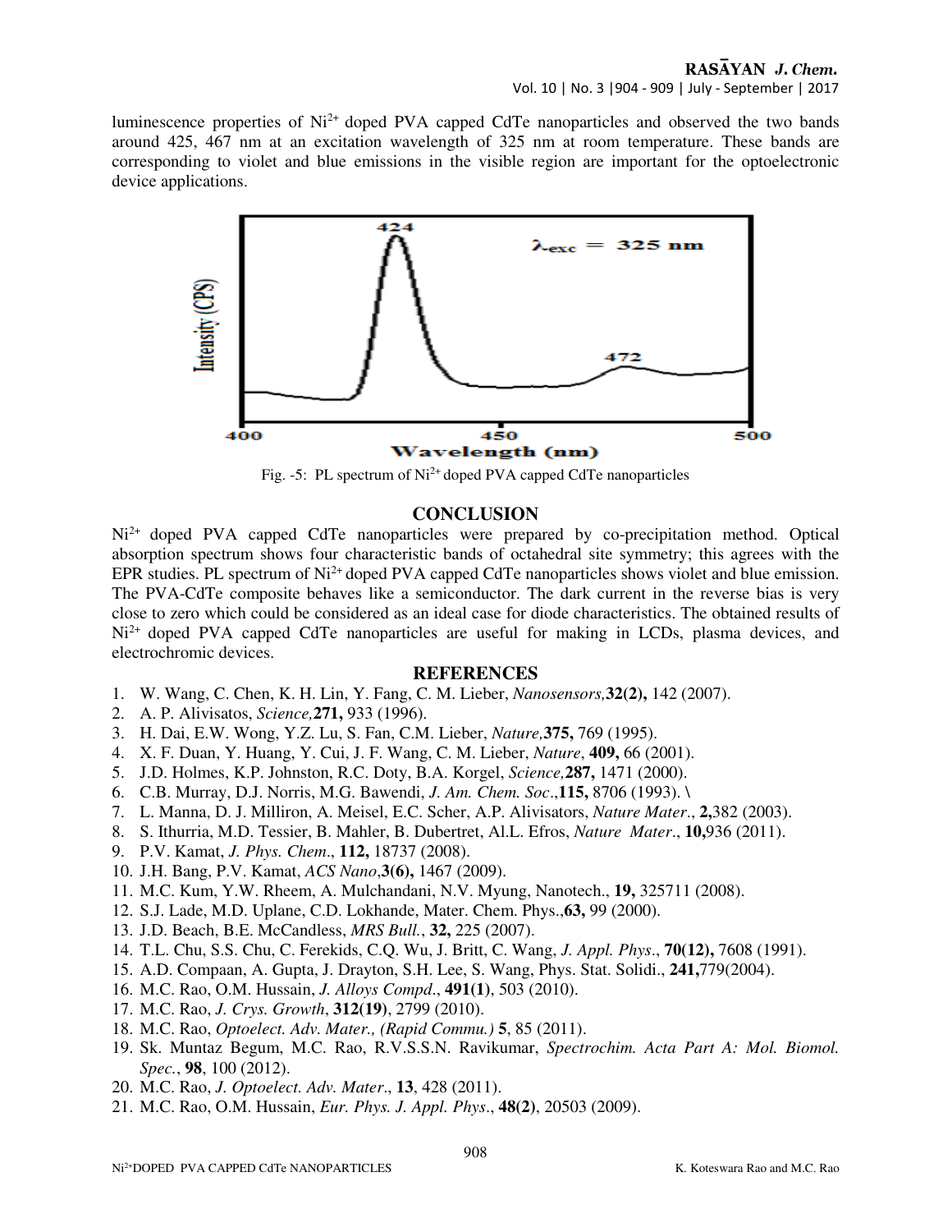luminescence properties of $Ni^{2+}$ doped PVA capped CdTe nanoparticles and observed the two bands around 425, 467 nm at an excitation wavelength of 325 nm at room temperature. These bands are corresponding to violet and blue emissions in the visible region are important for the optoelectronic device applications.

Fig. -5: PL spectrum of $Ni^{2+}$ doped PVA capped CdTe nanoparticles

## CONCLUSION

$Ni^{2+}$ doped PVA capped CdTe nanoparticles were prepared by co-precipitation method. Optical absorption spectrum shows four characteristic bands of octahedral site symmetry; this agrees with the EPR studies. PL spectrum of $Ni^{2+}$ doped PVA capped CdTe nanoparticles shows violet and blue emission. The PVA-CdTe composite behaves like a semiconductor. The dark current in the reverse bias is very close to zero which could be considered as an ideal case for diode characteristics. The obtained results of $Ni^{2+}$ doped PVA capped CdTe nanoparticles are useful for making in LCDs, plasma devices, and electrochromic devices.

## REFERENCES

1. W. Wang, C. Chen, K. H. Lin, Y. Fang, C. M. Lieber, *Nanosensors,* **32(2),** 142 (2007).
2. A. P. Alivisatos, *Science,* **271,** 933 (1996).
3. H. Dai, E.W. Wong, Y.Z. Lu, S. Fan, C.M. Lieber, *Nature,* **375,** 769 (1995).
4. X. F. Duan, Y. Huang, Y. Cui, J. F. Wang, C. M. Lieber, *Nature*, **409,** 66 (2001).
5. J.D. Holmes, K.P. Johnston, R.C. Doty, B.A. Korgel, *Science,* **287,** 1471 (2000).
6. C.B. Murray, D.J. Norris, M.G. Bawendi, *J. Am. Chem. Soc*., **115,** 8706 (1993). \
7. L. Manna, D. J. Milliron, A. Meisel, E.C. Scher, A.P. Alivisators, *Nature Mater*., **2,** 382 (2003).
8. S. Ithurria, M.D. Tessier, B. Mahler, B. Dubertret, Al.L. Efros, *Nature Mater*., **10,** 936 (2011).
9. P.V. Kamat, *J. Phys. Chem*., **112,** 18737 (2008).
10. J.H. Bang, P.V. Kamat, *ACS Nano*, **3(6),** 1467 (2009).
11. M.C. Kum, Y.W. Rheem, A. Mulchandani, N.V. Myung, Nanotech., **19,** 325711 (2008).
12. S.J. Lade, M.D. Uplane, C.D. Lokhande, Mater. Chem. Phys., **63,** 99 (2000).
13. J.D. Beach, B.E. McCandless, *MRS Bull.*, **32,** 225 (2007).
14. T.L. Chu, S.S. Chu, C. Ferekids, C.Q. Wu, J. Britt, C. Wang, *J. Appl. Phys*., **70(12),** 7608 (1991).
15. A.D. Compaan, A. Gupta, J. Drayton, S.H. Lee, S. Wang, Phys. Stat. Solidi., **241,** 779(2004).
16. M.C. Rao, O.M. Hussain, *J. Alloys Compd*., **491(1)**, 503 (2010).
17. M.C. Rao, *J. Crys. Growth*, **312(19)**, 2799 (2010).
18. M.C. Rao, *Optoelect. Adv. Mater., (Rapid Commu.)* **5**, 85 (2011).
19. Sk. Muntaz Begum, M.C. Rao, R.V.S.S.N. Ravikumar, *Spectrochim. Acta Part A: Mol. Biomol. Spec.*, **98**, 100 (2012).
20. M.C. Rao, *J. Optoelect. Adv. Mater*., **13**, 428 (2011).
21. M.C. Rao, O.M. Hussain, *Eur. Phys. J. Appl. Phys*., **48(2)**, 20503 (2009).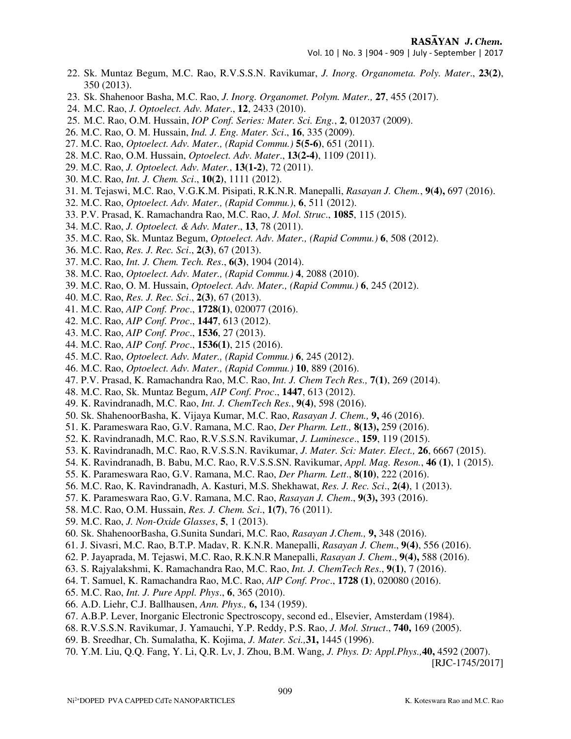22. Sk. Muntaz Begum, M.C. Rao, R.V.S.S.N. Ravikumar, *J. Inorg. Organometa. Poly. Mater*., **23(2)**, 350 (2013).
23. Sk. Shahenoor Basha, M.C. Rao, *J. Inorg. Organomet. Polym. Mater.,* **27**, 455 (2017).
24. M.C. Rao, *J. Optoelect. Adv. Mater*., **12**, 2433 (2010).
25. M.C. Rao, O.M. Hussain, *IOP Conf. Series: Mater. Sci. Eng.*, **2**, 012037 (2009).
26. M.C. Rao, O. M. Hussain, *Ind. J. Eng. Mater. Sci*., **16**, 335 (2009).
27. M.C. Rao, *Optoelect. Adv. Mater., (Rapid Commu.)* **5(5-6)**, 651 (2011).
28. M.C. Rao, O.M. Hussain, *Optoelect. Adv. Mater*., **13(2-4)**, 1109 (2011).
29. M.C. Rao, *J. Optoelect. Adv. Mater.*, **13(1-2)**, 72 (2011).
30. M.C. Rao, *Int. J. Chem. Sci*., **10(2)**, 1111 (2012).
31. M. Tejaswi, M.C. Rao, V.G.K.M. Pisipati, R.K.N.R. Manepalli, *Rasayan J. Chem.*, **9(4),** 697 (2016).
32. M.C. Rao, *Optoelect. Adv. Mater., (Rapid Commu.)*, **6**, 511 (2012).
33. P.V. Prasad, K. Ramachandra Rao, M.C. Rao, *J. Mol. Struc*., **1085**, 115 (2015).
34. M.C. Rao, *J. Optoelect. & Adv. Mater*., **13**, 78 (2011).
35. M.C. Rao, Sk. Muntaz Begum, *Optoelect. Adv. Mater., (Rapid Commu.)* **6**, 508 (2012).
36. M.C. Rao, *Res. J. Rec. Sci*., **2(3)**, 67 (2013).
37. M.C. Rao, *Int. J. Chem. Tech. Res*., **6(3)**, 1904 (2014).
38. M.C. Rao, *Optoelect. Adv. Mater., (Rapid Commu.)* **4**, 2088 (2010).
39. M.C. Rao, O. M. Hussain, *Optoelect. Adv. Mater., (Rapid Commu.)* **6**, 245 (2012).
40. M.C. Rao, *Res. J. Rec. Sci*., **2(3)**, 67 (2013).
41. M.C. Rao, *AIP Conf. Proc*., **1728(1)**, 020077 (2016).
42. M.C. Rao, *AIP Conf. Proc*., **1447**, 613 (2012).
43. M.C. Rao, *AIP Conf. Proc*., **1536**, 27 (2013).
44. M.C. Rao, *AIP Conf. Proc*., **1536(1)**, 215 (2016).
45. M.C. Rao, *Optoelect. Adv. Mater., (Rapid Commu.)* **6**, 245 (2012).
46. M.C. Rao, *Optoelect. Adv. Mater., (Rapid Commu.)* **10**, 889 (2016).
47. P.V. Prasad, K. Ramachandra Rao, M.C. Rao, *Int. J. Chem Tech Res.,* **7(1)**, 269 (2014).
48. M.C. Rao, Sk. Muntaz Begum, *AIP Conf. Proc*., **1447**, 613 (2012).
49. K. Ravindranadh, M.C. Rao, *Int. J. ChemTech Res.*, **9(4)**, 598 (2016).
50. Sk. ShahenoorBasha, K. Vijaya Kumar, M.C. Rao, *Rasayan J. Chem.,* **9,** 46 (2016).
51. K. Parameswara Rao, G.V. Ramana, M.C. Rao, *Der Pharm. Lett.,* **8(13),** 259 (2016).
52. K. Ravindranadh, M.C. Rao, R.V.S.S.N. Ravikumar, *J. Luminesce*., **159**, 119 (2015).
53. K. Ravindranadh, M.C. Rao, R.V.S.S.N. Ravikumar, *J. Mater. Sci: Mater. Elect.,* **26**, 6667 (2015).
54. K. Ravindranadh, B. Babu, M.C. Rao, R.V.S.S.SN. Ravikumar, *Appl. Mag. Reson.*, **46 (1)**, 1 (2015).
55. K. Parameswara Rao, G.V. Ramana, M.C. Rao, *Der Pharm. Lett*., **8(10)**, 222 (2016).
56. M.C. Rao, K. Ravindranadh, A. Kasturi, M.S. Shekhawat, *Res. J. Rec. Sci*., **2(4)**, 1 (2013).
57. K. Parameswara Rao, G.V. Ramana, M.C. Rao, *Rasayan J. Chem*., **9(3),** 393 (2016).
58. M.C. Rao, O.M. Hussain, *Res. J. Chem. Sci*., **1(7)**, 76 (2011).
59. M.C. Rao, *J. Non-Oxide Glasses*, **5**, 1 (2013).
60. Sk. ShahenoorBasha, G.Sunita Sundari, M.C. Rao, *Rasayan J.Chem.,* **9,** 348 (2016).
61. J. Sivasri, M.C. Rao, B.T.P. Madav, R. K.N.R. Manepalli, *Rasayan J. Chem*., **9(4)**, 556 (2016).
62. P. Jayaprada, M. Tejaswi, M.C. Rao, R.K.N.R Manepalli, *Rasayan J. Chem*., **9(4),** 588 (2016).
63. S. Rajyalakshmi, K. Ramachandra Rao, M.C. Rao, *Int. J. ChemTech Res*., **9(1)**, 7 (2016).
64. T. Samuel, K. Ramachandra Rao, M.C. Rao, *AIP Conf. Proc*., **1728 (1)**, 020080 (2016).
65. M.C. Rao, *Int. J. Pure Appl. Phys*., **6**, 365 (2010).
66. A.D. Liehr, C.J. Ballhausen, *Ann. Phys.,* **6,** 134 (1959).
67. A.B.P. Lever, Inorganic Electronic Spectroscopy, second ed., Elsevier, Amsterdam (1984).
68. R.V.S.S.N. Ravikumar, J. Yamauchi, Y.P. Reddy, P.S. Rao, *J. Mol. Struct*., **740,** 169 (2005).
69. B. Sreedhar, Ch. Sumalatha, K. Kojima, *J. Mater. Sci.,***31,** 1445 (1996).
70. Y.M. Liu, Q.Q. Fang, Y. Li, Q.R. Lv, J. Zhou, B.M. Wang, *J. Phys. D: Appl.Phys.,***40,** 4592 (2007).

[RJC-1745/2017]